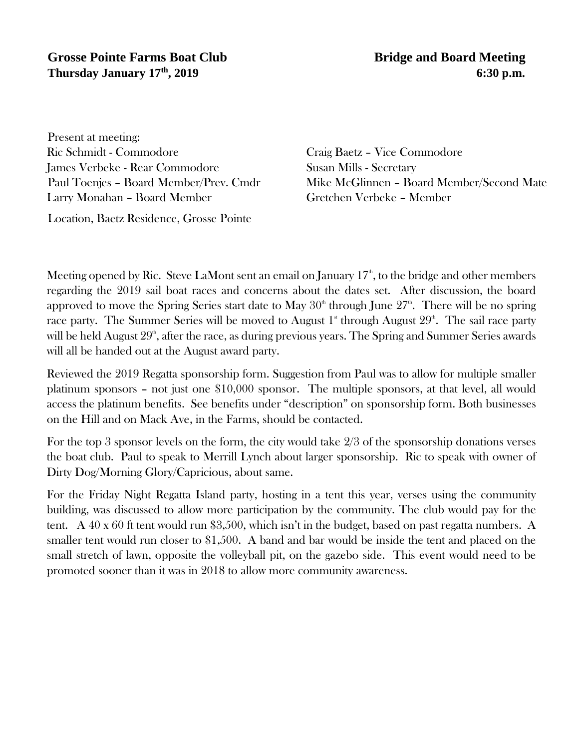**Grosse Pointe Farms Boat Club** **Bridge and Board Meeting**

**Thursday January 17th, 2019** **6:30 p.m.**

Present at meeting:

| | |
|---|---|
| Ric Schmidt - Commodore | Craig Baetz – Vice Commodore |
| James Verbeke - Rear Commodore | Susan Mills - Secretary |
| Paul Toenjes – Board Member/Prev. Cmdr | Mike McGlinnen – Board Member/Second Mate |
| Larry Monahan – Board Member | Gretchen Verbeke – Member |

Location, Baetz Residence, Grosse Pointe

Meeting opened by Ric. Steve LaMont sent an email on January 17th, to the bridge and other members regarding the 2019 sail boat races and concerns about the dates set. After discussion, the board approved to move the Spring Series start date to May 30th through June 27th. There will be no spring race party. The Summer Series will be moved to August 1st through August 29th. The sail race party will be held August 29th, after the race, as during previous years. The Spring and Summer Series awards will all be handed out at the August award party.

Reviewed the 2019 Regatta sponsorship form. Suggestion from Paul was to allow for multiple smaller platinum sponsors – not just one $10,000 sponsor. The multiple sponsors, at that level, all would access the platinum benefits. See benefits under "description" on sponsorship form. Both businesses on the Hill and on Mack Ave, in the Farms, should be contacted.

For the top 3 sponsor levels on the form, the city would take 2/3 of the sponsorship donations verses the boat club. Paul to speak to Merrill Lynch about larger sponsorship. Ric to speak with owner of Dirty Dog/Morning Glory/Capricious, about same.

For the Friday Night Regatta Island party, hosting in a tent this year, verses using the community building, was discussed to allow more participation by the community. The club would pay for the tent. A 40 x 60 ft tent would run $3,500, which isn't in the budget, based on past regatta numbers. A smaller tent would run closer to $1,500. A band and bar would be inside the tent and placed on the small stretch of lawn, opposite the volleyball pit, on the gazebo side. This event would need to be promoted sooner than it was in 2018 to allow more community awareness.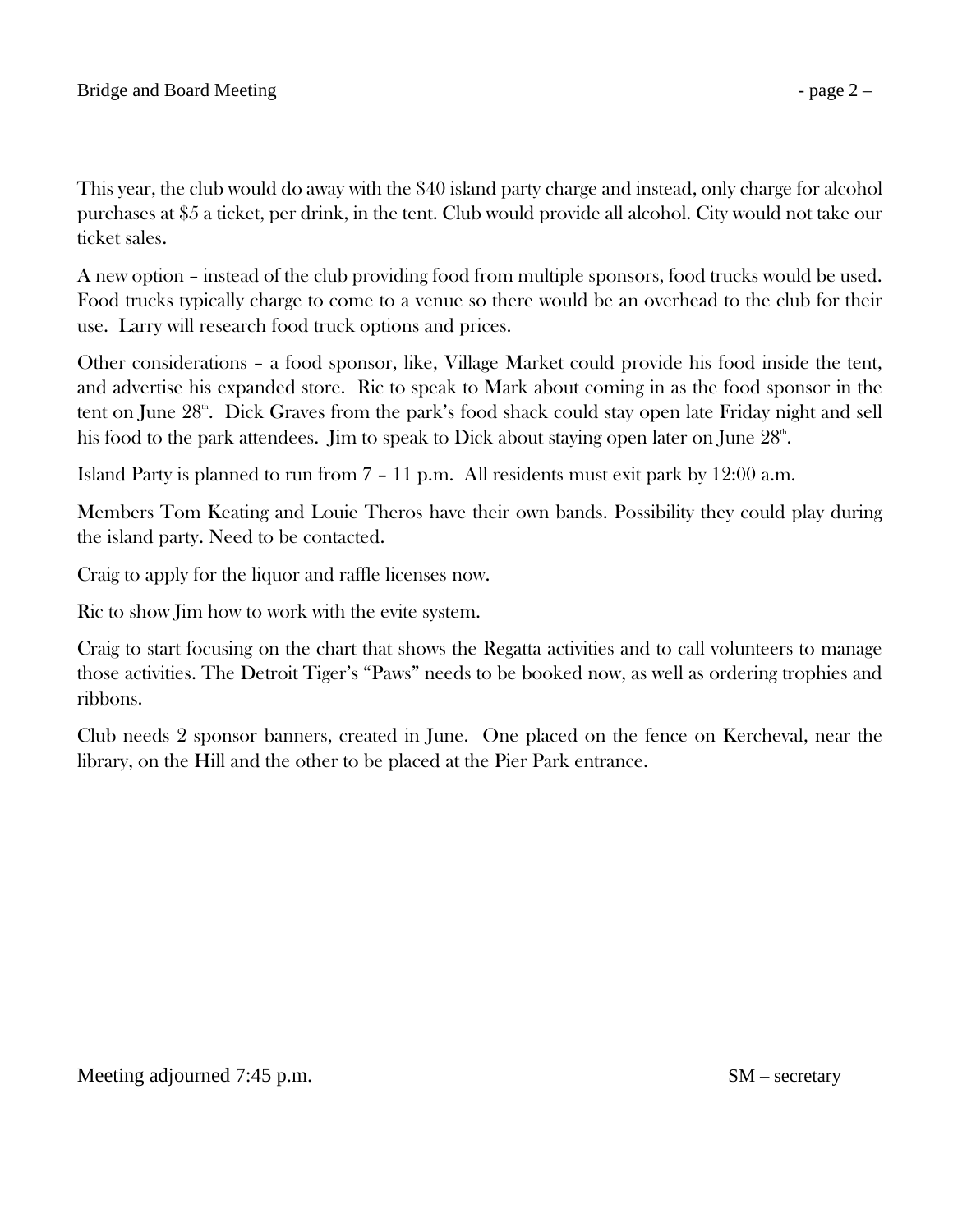This year, the club would do away with the $40 island party charge and instead, only charge for alcohol purchases at $5 a ticket, per drink, in the tent. Club would provide all alcohol. City would not take our ticket sales.

A new option – instead of the club providing food from multiple sponsors, food trucks would be used. Food trucks typically charge to come to a venue so there would be an overhead to the club for their use. Larry will research food truck options and prices.

Other considerations – a food sponsor, like, Village Market could provide his food inside the tent, and advertise his expanded store. Ric to speak to Mark about coming in as the food sponsor in the tent on June 28th. Dick Graves from the park's food shack could stay open late Friday night and sell his food to the park attendees. Jim to speak to Dick about staying open later on June 28th.

Island Party is planned to run from 7 – 11 p.m. All residents must exit park by 12:00 a.m.

Members Tom Keating and Louie Theros have their own bands. Possibility they could play during the island party. Need to be contacted.

Craig to apply for the liquor and raffle licenses now.

Ric to show Jim how to work with the evite system.

Craig to start focusing on the chart that shows the Regatta activities and to call volunteers to manage those activities. The Detroit Tiger's "Paws" needs to be booked now, as well as ordering trophies and ribbons.

Club needs 2 sponsor banners, created in June. One placed on the fence on Kercheval, near the library, on the Hill and the other to be placed at the Pier Park entrance.

Meeting adjourned 7:45 p.m. SM – secretary